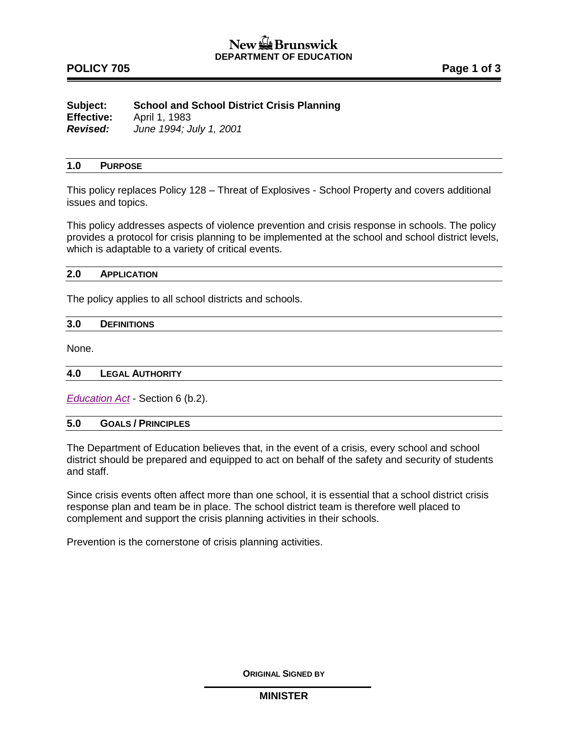New Brunswick
**DEPARTMENT OF EDUCATION**

**POLICY 705**

**Subject:** **School and School District Crisis Planning**
**Effective:** April 1, 1983
***Revised:*** *June 1994; July 1, 2001*

## 1.0 PURPOSE

This policy replaces Policy 128 – Threat of Explosives - School Property and covers additional issues and topics.

This policy addresses aspects of violence prevention and crisis response in schools. The policy provides a protocol for crisis planning to be implemented at the school and school district levels, which is adaptable to a variety of critical events.

## 2.0 APPLICATION

The policy applies to all school districts and schools.

## 3.0 DEFINITIONS

None.

## 4.0 LEGAL AUTHORITY

*Education Act* - Section 6 (b.2).

## 5.0 GOALS / PRINCIPLES

The Department of Education believes that, in the event of a crisis, every school and school district should be prepared and equipped to act on behalf of the safety and security of students and staff.

Since crisis events often affect more than one school, it is essential that a school district crisis response plan and team be in place. The school district team is therefore well placed to complement and support the crisis planning activities in their schools.

Prevention is the cornerstone of crisis planning activities.

**ORIGINAL SIGNED BY**

**MINISTER**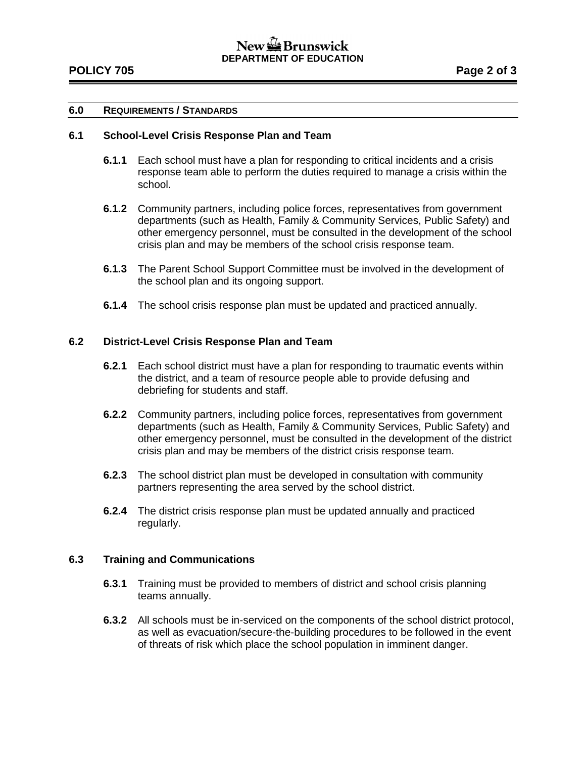## 6.0 REQUIREMENTS / STANDARDS

### 6.1 School-Level Crisis Response Plan and Team

**6.1.1** Each school must have a plan for responding to critical incidents and a crisis response team able to perform the duties required to manage a crisis within the school.

**6.1.2** Community partners, including police forces, representatives from government departments (such as Health, Family & Community Services, Public Safety) and other emergency personnel, must be consulted in the development of the school crisis plan and may be members of the school crisis response team.

**6.1.3** The Parent School Support Committee must be involved in the development of the school plan and its ongoing support.

**6.1.4** The school crisis response plan must be updated and practiced annually.

### 6.2 District-Level Crisis Response Plan and Team

**6.2.1** Each school district must have a plan for responding to traumatic events within the district, and a team of resource people able to provide defusing and debriefing for students and staff.

**6.2.2** Community partners, including police forces, representatives from government departments (such as Health, Family & Community Services, Public Safety) and other emergency personnel, must be consulted in the development of the district crisis plan and may be members of the district crisis response team.

**6.2.3** The school district plan must be developed in consultation with community partners representing the area served by the school district.

**6.2.4** The district crisis response plan must be updated annually and practiced regularly.

### 6.3 Training and Communications

**6.3.1** Training must be provided to members of district and school crisis planning teams annually.

**6.3.2** All schools must be in-serviced on the components of the school district protocol, as well as evacuation/secure-the-building procedures to be followed in the event of threats of risk which place the school population in imminent danger.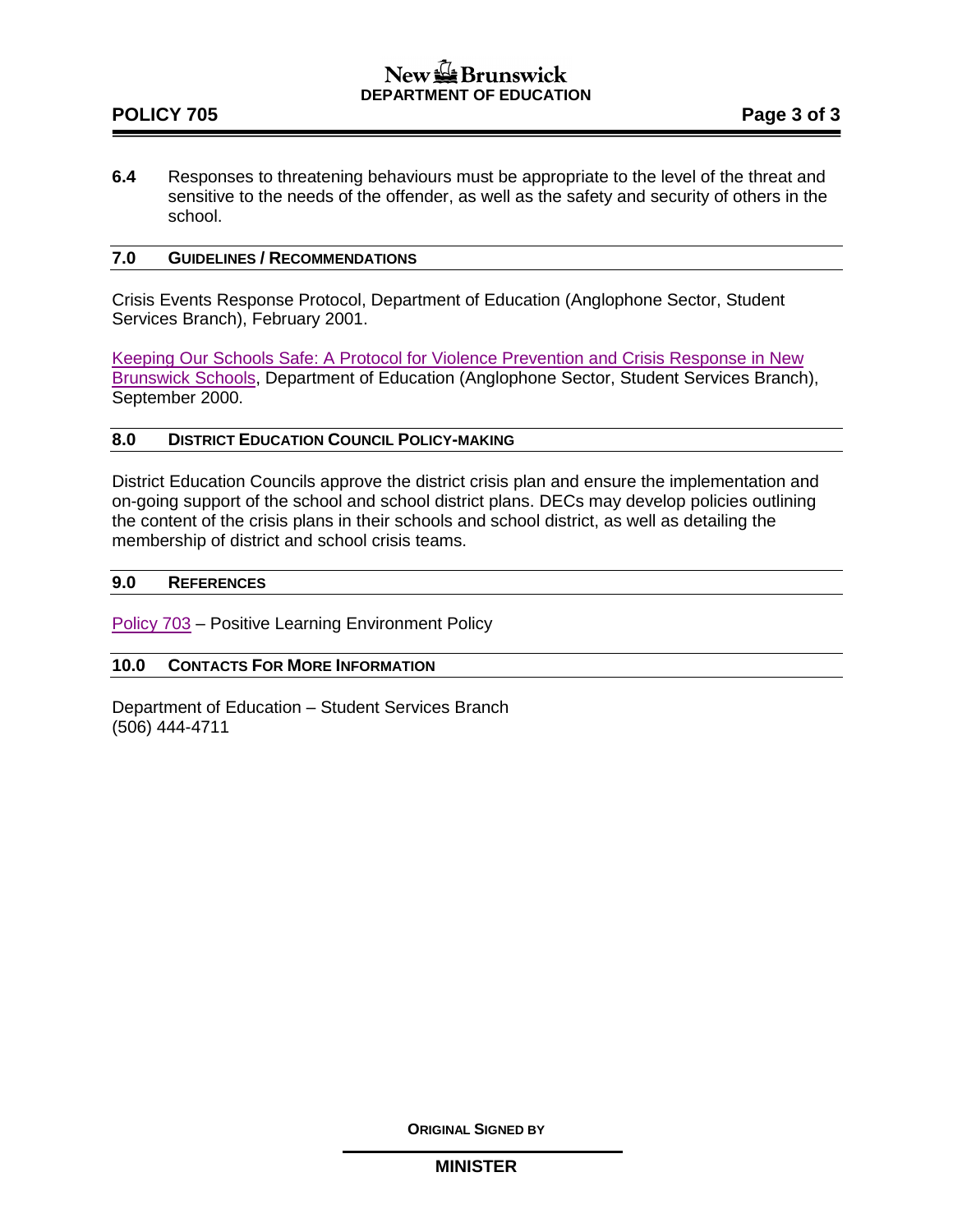**6.4** Responses to threatening behaviours must be appropriate to the level of the threat and sensitive to the needs of the offender, as well as the safety and security of others in the school.

## 7.0 GUIDELINES / RECOMMENDATIONS

Crisis Events Response Protocol, Department of Education (Anglophone Sector, Student Services Branch), February 2001.

Keeping Our Schools Safe: A Protocol for Violence Prevention and Crisis Response in New Brunswick Schools, Department of Education (Anglophone Sector, Student Services Branch), September 2000.

## 8.0 DISTRICT EDUCATION COUNCIL POLICY-MAKING

District Education Councils approve the district crisis plan and ensure the implementation and on-going support of the school and school district plans. DECs may develop policies outlining the content of the crisis plans in their schools and school district, as well as detailing the membership of district and school crisis teams.

## 9.0 REFERENCES

Policy 703 – Positive Learning Environment Policy

## 10.0 CONTACTS FOR MORE INFORMATION

Department of Education – Student Services Branch
(506) 444-4711

**ORIGINAL SIGNED BY**

**MINISTER**